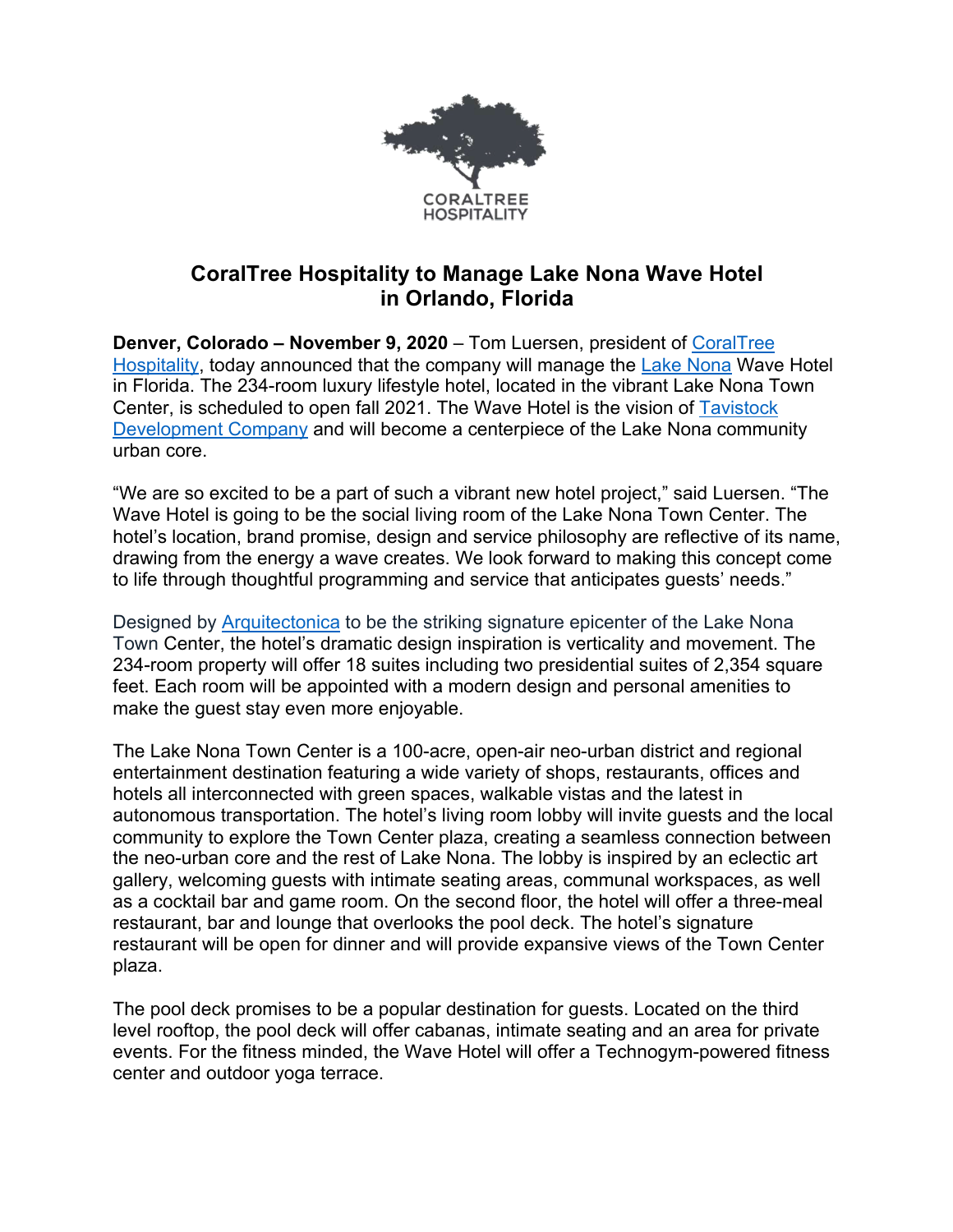CORALTREE HOSPITALITY

# CoralTree Hospitality to Manage Lake Nona Wave Hotel in Orlando, Florida

**Denver, Colorado – November 9, 2020** – Tom Luersen, president of CoralTree Hospitality, today announced that the company will manage the Lake Nona Wave Hotel in Florida. The 234-room luxury lifestyle hotel, located in the vibrant Lake Nona Town Center, is scheduled to open fall 2021. The Wave Hotel is the vision of Tavistock Development Company and will become a centerpiece of the Lake Nona community urban core.

"We are so excited to be a part of such a vibrant new hotel project," said Luersen. "The Wave Hotel is going to be the social living room of the Lake Nona Town Center. The hotel's location, brand promise, design and service philosophy are reflective of its name, drawing from the energy a wave creates. We look forward to making this concept come to life through thoughtful programming and service that anticipates guests' needs."

Designed by Arquitectonica to be the striking signature epicenter of the Lake Nona Town Center, the hotel's dramatic design inspiration is verticality and movement. The 234-room property will offer 18 suites including two presidential suites of 2,354 square feet. Each room will be appointed with a modern design and personal amenities to make the guest stay even more enjoyable.

The Lake Nona Town Center is a 100-acre, open-air neo-urban district and regional entertainment destination featuring a wide variety of shops, restaurants, offices and hotels all interconnected with green spaces, walkable vistas and the latest in autonomous transportation. The hotel's living room lobby will invite guests and the local community to explore the Town Center plaza, creating a seamless connection between the neo-urban core and the rest of Lake Nona. The lobby is inspired by an eclectic art gallery, welcoming guests with intimate seating areas, communal workspaces, as well as a cocktail bar and game room. On the second floor, the hotel will offer a three-meal restaurant, bar and lounge that overlooks the pool deck. The hotel's signature restaurant will be open for dinner and will provide expansive views of the Town Center plaza.

The pool deck promises to be a popular destination for guests. Located on the third level rooftop, the pool deck will offer cabanas, intimate seating and an area for private events. For the fitness minded, the Wave Hotel will offer a Technogym-powered fitness center and outdoor yoga terrace.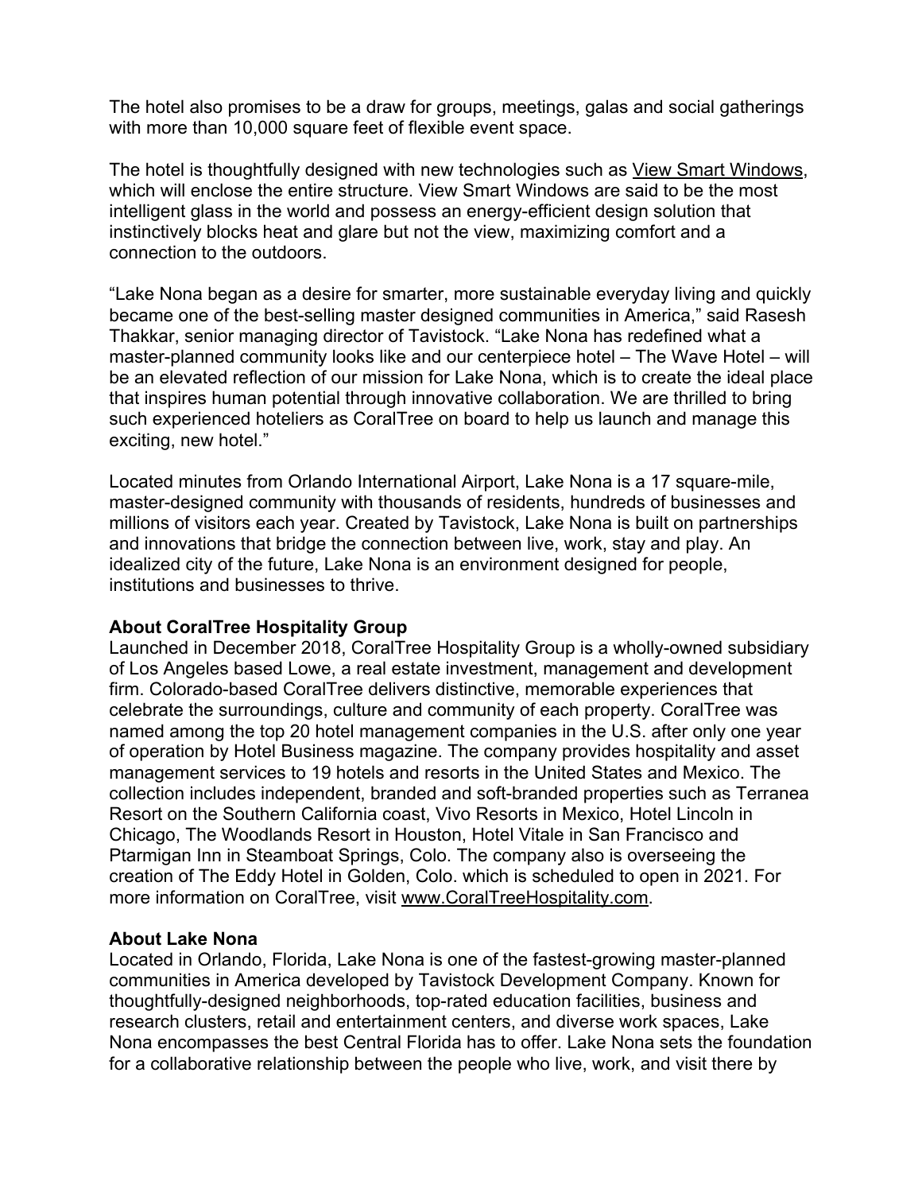The hotel also promises to be a draw for groups, meetings, galas and social gatherings with more than 10,000 square feet of flexible event space.

The hotel is thoughtfully designed with new technologies such as View Smart Windows, which will enclose the entire structure. View Smart Windows are said to be the most intelligent glass in the world and possess an energy-efficient design solution that instinctively blocks heat and glare but not the view, maximizing comfort and a connection to the outdoors.

"Lake Nona began as a desire for smarter, more sustainable everyday living and quickly became one of the best-selling master designed communities in America," said Rasesh Thakkar, senior managing director of Tavistock. "Lake Nona has redefined what a master-planned community looks like and our centerpiece hotel – The Wave Hotel – will be an elevated reflection of our mission for Lake Nona, which is to create the ideal place that inspires human potential through innovative collaboration. We are thrilled to bring such experienced hoteliers as CoralTree on board to help us launch and manage this exciting, new hotel."

Located minutes from Orlando International Airport, Lake Nona is a 17 square-mile, master-designed community with thousands of residents, hundreds of businesses and millions of visitors each year. Created by Tavistock, Lake Nona is built on partnerships and innovations that bridge the connection between live, work, stay and play. An idealized city of the future, Lake Nona is an environment designed for people, institutions and businesses to thrive.

**About CoralTree Hospitality Group**
Launched in December 2018, CoralTree Hospitality Group is a wholly-owned subsidiary of Los Angeles based Lowe, a real estate investment, management and development firm. Colorado-based CoralTree delivers distinctive, memorable experiences that celebrate the surroundings, culture and community of each property. CoralTree was named among the top 20 hotel management companies in the U.S. after only one year of operation by Hotel Business magazine. The company provides hospitality and asset management services to 19 hotels and resorts in the United States and Mexico. The collection includes independent, branded and soft-branded properties such as Terranea Resort on the Southern California coast, Vivo Resorts in Mexico, Hotel Lincoln in Chicago, The Woodlands Resort in Houston, Hotel Vitale in San Francisco and Ptarmigan Inn in Steamboat Springs, Colo. The company also is overseeing the creation of The Eddy Hotel in Golden, Colo. which is scheduled to open in 2021. For more information on CoralTree, visit www.CoralTreeHospitality.com.

**About Lake Nona**
Located in Orlando, Florida, Lake Nona is one of the fastest-growing master-planned communities in America developed by Tavistock Development Company. Known for thoughtfully-designed neighborhoods, top-rated education facilities, business and research clusters, retail and entertainment centers, and diverse work spaces, Lake Nona encompasses the best Central Florida has to offer. Lake Nona sets the foundation for a collaborative relationship between the people who live, work, and visit there by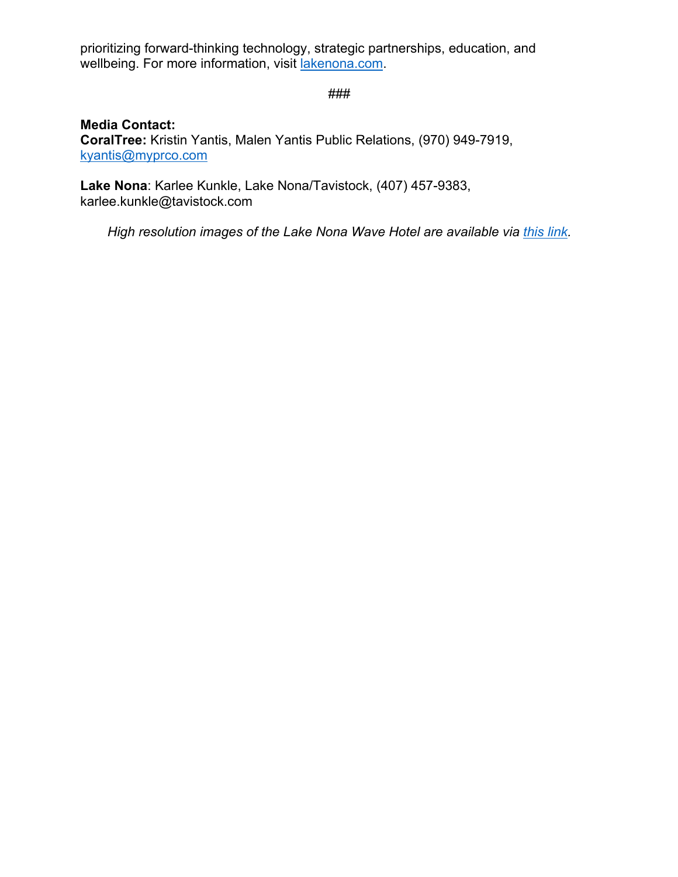prioritizing forward-thinking technology, strategic partnerships, education, and wellbeing. For more information, visit lakenona.com.

###

**Media Contact:**
**CoralTree:** Kristin Yantis, Malen Yantis Public Relations, (970) 949-7919, kyantis@myprco.com

**Lake Nona**: Karlee Kunkle, Lake Nona/Tavistock, (407) 457-9383, karlee.kunkle@tavistock.com

*High resolution images of the Lake Nona Wave Hotel are available via this link.*